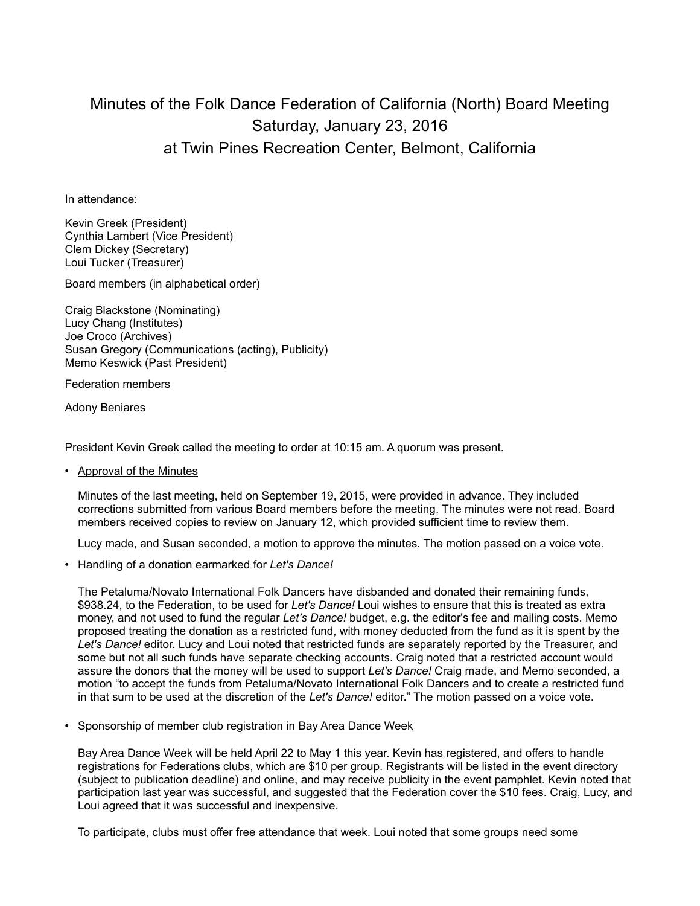# Minutes of the Folk Dance Federation of California (North) Board Meeting
## Saturday, January 23, 2016
## at Twin Pines Recreation Center, Belmont, California

In attendance:

Kevin Greek (President)
Cynthia Lambert (Vice President)
Clem Dickey (Secretary)
Loui Tucker (Treasurer)

Board members (in alphabetical order)

Craig Blackstone (Nominating)
Lucy Chang (Institutes)
Joe Croco (Archives)
Susan Gregory (Communications (acting), Publicity)
Memo Keswick (Past President)

Federation members

Adony Beniares

President Kevin Greek called the meeting to order at 10:15 am. A quorum was present.

- Approval of the Minutes

  Minutes of the last meeting, held on September 19, 2015, were provided in advance. They included corrections submitted from various Board members before the meeting. The minutes were not read. Board members received copies to review on January 12, which provided sufficient time to review them.

  Lucy made, and Susan seconded, a motion to approve the minutes. The motion passed on a voice vote.

- Handling of a donation earmarked for *Let's Dance!*

  The Petaluma/Novato International Folk Dancers have disbanded and donated their remaining funds, $938.24, to the Federation, to be used for *Let's Dance!* Loui wishes to ensure that this is treated as extra money, and not used to fund the regular *Let's Dance!* budget, e.g. the editor's fee and mailing costs. Memo proposed treating the donation as a restricted fund, with money deducted from the fund as it is spent by the *Let's Dance!* editor. Lucy and Loui noted that restricted funds are separately reported by the Treasurer, and some but not all such funds have separate checking accounts. Craig noted that a restricted account would assure the donors that the money will be used to support *Let's Dance!* Craig made, and Memo seconded, a motion "to accept the funds from Petaluma/Novato International Folk Dancers and to create a restricted fund in that sum to be used at the discretion of the *Let's Dance!* editor." The motion passed on a voice vote.

- Sponsorship of member club registration in Bay Area Dance Week

  Bay Area Dance Week will be held April 22 to May 1 this year. Kevin has registered, and offers to handle registrations for Federations clubs, which are $10 per group. Registrants will be listed in the event directory (subject to publication deadline) and online, and may receive publicity in the event pamphlet. Kevin noted that participation last year was successful, and suggested that the Federation cover the $10 fees. Craig, Lucy, and Loui agreed that it was successful and inexpensive.

  To participate, clubs must offer free attendance that week. Loui noted that some groups need some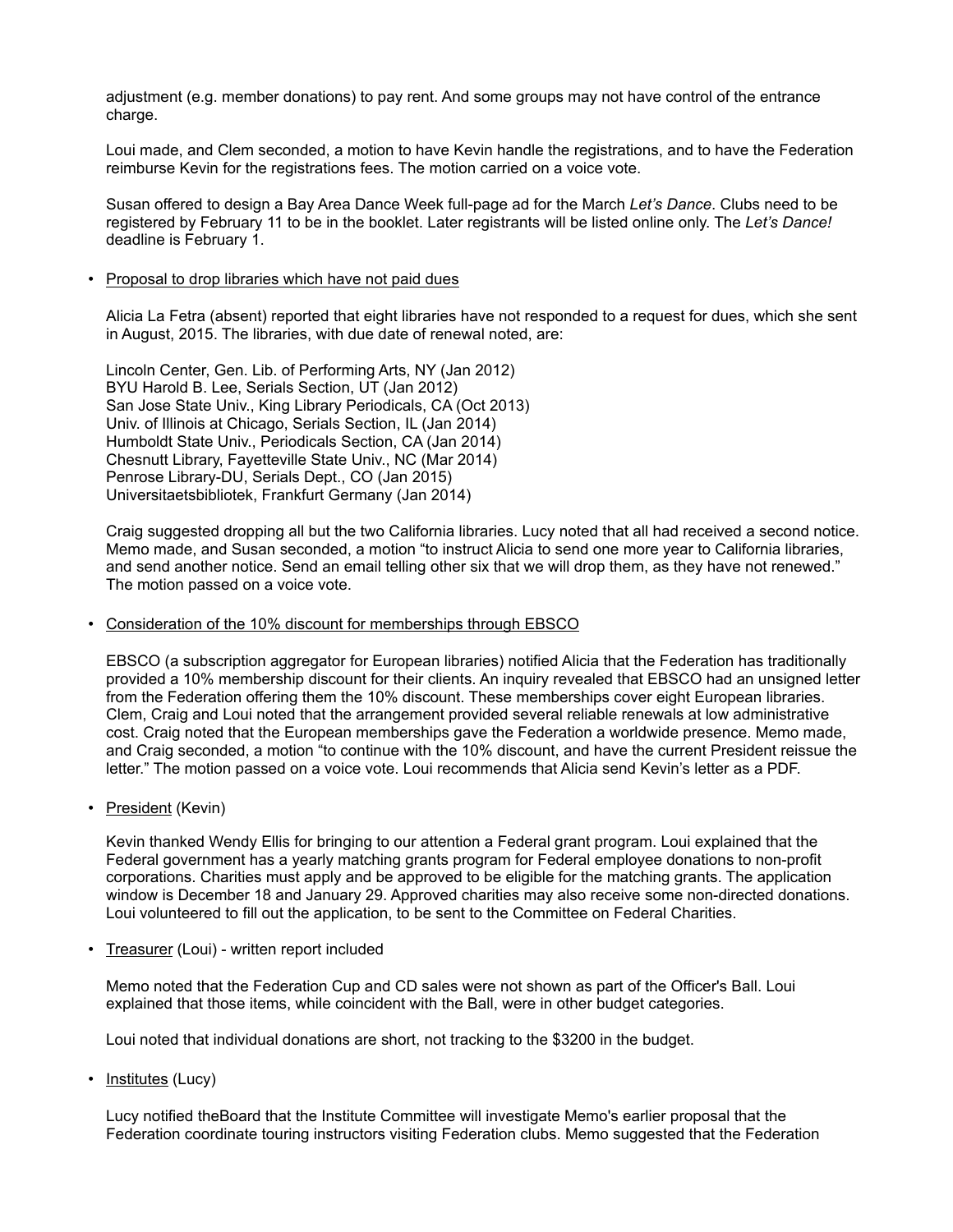adjustment (e.g. member donations) to pay rent. And some groups may not have control of the entrance charge.

Loui made, and Clem seconded, a motion to have Kevin handle the registrations, and to have the Federation reimburse Kevin for the registrations fees. The motion carried on a voice vote.

Susan offered to design a Bay Area Dance Week full-page ad for the March *Let's Dance*. Clubs need to be registered by February 11 to be in the booklet. Later registrants will be listed online only. The *Let's Dance!* deadline is February 1.

- Proposal to drop libraries which have not paid dues

  Alicia La Fetra (absent) reported that eight libraries have not responded to a request for dues, which she sent in August, 2015. The libraries, with due date of renewal noted, are:

  Lincoln Center, Gen. Lib. of Performing Arts, NY (Jan 2012)
  BYU Harold B. Lee, Serials Section, UT (Jan 2012)
  San Jose State Univ., King Library Periodicals, CA (Oct 2013)
  Univ. of Illinois at Chicago, Serials Section, IL (Jan 2014)
  Humboldt State Univ., Periodicals Section, CA (Jan 2014)
  Chesnutt Library, Fayetteville State Univ., NC (Mar 2014)
  Penrose Library-DU, Serials Dept., CO (Jan 2015)
  Universitaetsbibliotek, Frankfurt Germany (Jan 2014)

  Craig suggested dropping all but the two California libraries. Lucy noted that all had received a second notice. Memo made, and Susan seconded, a motion "to instruct Alicia to send one more year to California libraries, and send another notice. Send an email telling other six that we will drop them, as they have not renewed." The motion passed on a voice vote.

- Consideration of the 10% discount for memberships through EBSCO

  EBSCO (a subscription aggregator for European libraries) notified Alicia that the Federation has traditionally provided a 10% membership discount for their clients. An inquiry revealed that EBSCO had an unsigned letter from the Federation offering them the 10% discount. These memberships cover eight European libraries. Clem, Craig and Loui noted that the arrangement provided several reliable renewals at low administrative cost. Craig noted that the European memberships gave the Federation a worldwide presence. Memo made, and Craig seconded, a motion "to continue with the 10% discount, and have the current President reissue the letter." The motion passed on a voice vote. Loui recommends that Alicia send Kevin's letter as a PDF.

- President (Kevin)

  Kevin thanked Wendy Ellis for bringing to our attention a Federal grant program. Loui explained that the Federal government has a yearly matching grants program for Federal employee donations to non-profit corporations. Charities must apply and be approved to be eligible for the matching grants. The application window is December 18 and January 29. Approved charities may also receive some non-directed donations. Loui volunteered to fill out the application, to be sent to the Committee on Federal Charities.

- Treasurer (Loui) - written report included

  Memo noted that the Federation Cup and CD sales were not shown as part of the Officer's Ball. Loui explained that those items, while coincident with the Ball, were in other budget categories.

  Loui noted that individual donations are short, not tracking to the $3200 in the budget.

- Institutes (Lucy)

  Lucy notified theBoard that the Institute Committee will investigate Memo's earlier proposal that the Federation coordinate touring instructors visiting Federation clubs. Memo suggested that the Federation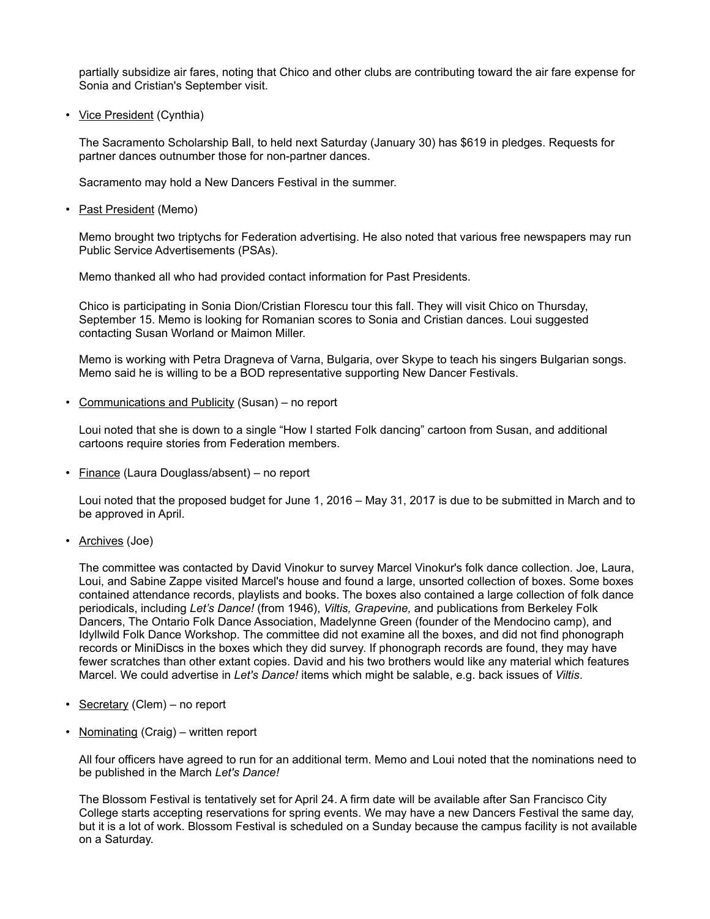partially subsidize air fares, noting that Chico and other clubs are contributing toward the air fare expense for Sonia and Cristian's September visit.

- Vice President (Cynthia)

  The Sacramento Scholarship Ball, to held next Saturday (January 30) has $619 in pledges. Requests for partner dances outnumber those for non-partner dances.

  Sacramento may hold a New Dancers Festival in the summer.

- Past President (Memo)

  Memo brought two triptychs for Federation advertising. He also noted that various free newspapers may run Public Service Advertisements (PSAs).

  Memo thanked all who had provided contact information for Past Presidents.

  Chico is participating in Sonia Dion/Cristian Florescu tour this fall. They will visit Chico on Thursday, September 15. Memo is looking for Romanian scores to Sonia and Cristian dances. Loui suggested contacting Susan Worland or Maimon Miller.

  Memo is working with Petra Dragneva of Varna, Bulgaria, over Skype to teach his singers Bulgarian songs. Memo said he is willing to be a BOD representative supporting New Dancer Festivals.

- Communications and Publicity (Susan) – no report

  Loui noted that she is down to a single "How I started Folk dancing" cartoon from Susan, and additional cartoons require stories from Federation members.

- Finance (Laura Douglass/absent) – no report

  Loui noted that the proposed budget for June 1, 2016 – May 31, 2017 is due to be submitted in March and to be approved in April.

- Archives (Joe)

  The committee was contacted by David Vinokur to survey Marcel Vinokur's folk dance collection. Joe, Laura, Loui, and Sabine Zappe visited Marcel's house and found a large, unsorted collection of boxes. Some boxes contained attendance records, playlists and books. The boxes also contained a large collection of folk dance periodicals, including *Let's Dance!* (from 1946), *Viltis, Grapevine,* and publications from Berkeley Folk Dancers, The Ontario Folk Dance Association, Madelynne Green (founder of the Mendocino camp), and Idyllwild Folk Dance Workshop. The committee did not examine all the boxes, and did not find phonograph records or MiniDiscs in the boxes which they did survey. If phonograph records are found, they may have fewer scratches than other extant copies. David and his two brothers would like any material which features Marcel. We could advertise in *Let's Dance!* items which might be salable, e.g. back issues of *Viltis*.

- Secretary (Clem) – no report

- Nominating (Craig) – written report

  All four officers have agreed to run for an additional term. Memo and Loui noted that the nominations need to be published in the March *Let's Dance!*

  The Blossom Festival is tentatively set for April 24. A firm date will be available after San Francisco City College starts accepting reservations for spring events. We may have a new Dancers Festival the same day, but it is a lot of work. Blossom Festival is scheduled on a Sunday because the campus facility is not available on a Saturday.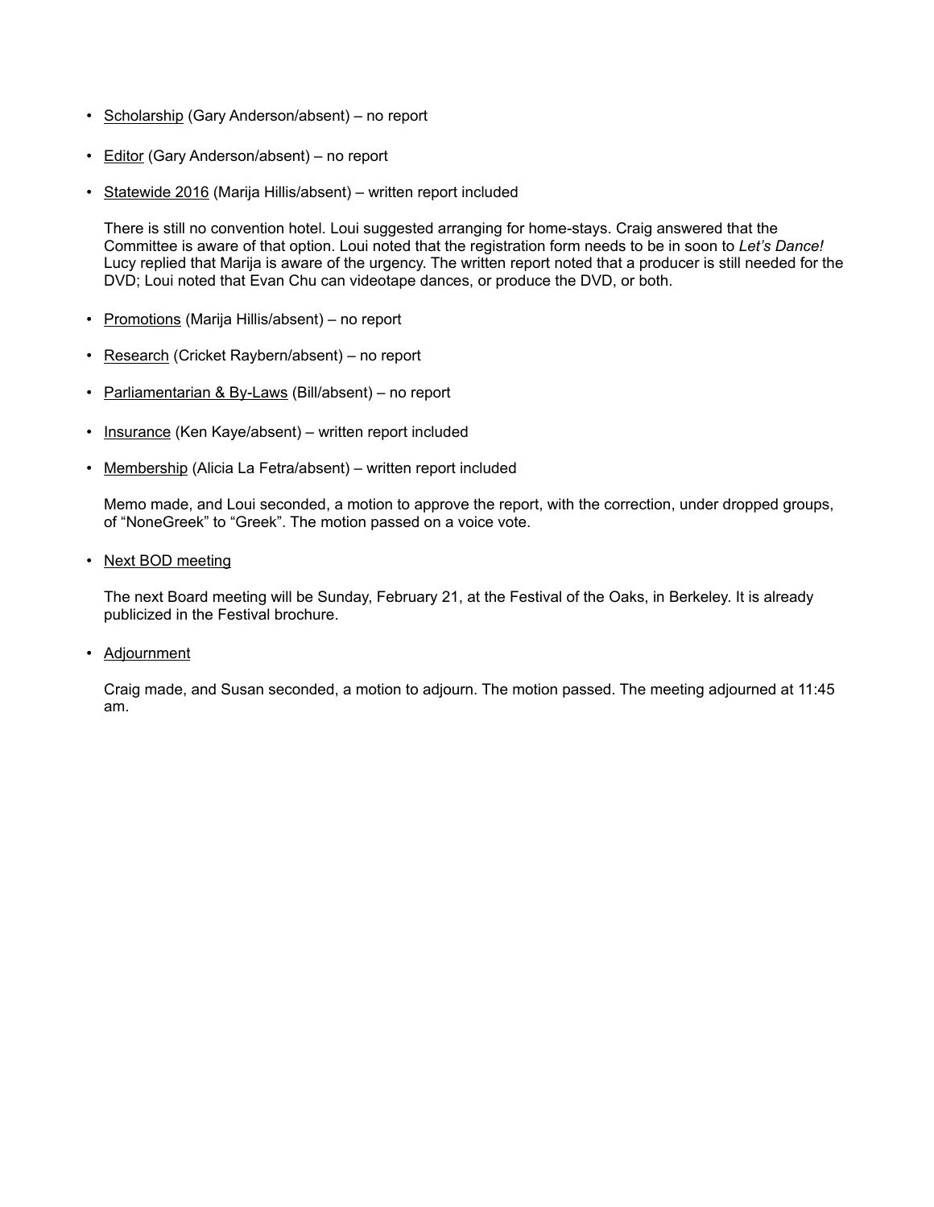- Scholarship (Gary Anderson/absent) – no report

- Editor (Gary Anderson/absent) – no report

- Statewide 2016 (Marija Hillis/absent) – written report included

  There is still no convention hotel. Loui suggested arranging for home-stays. Craig answered that the Committee is aware of that option. Loui noted that the registration form needs to be in soon to *Let's Dance!* Lucy replied that Marija is aware of the urgency. The written report noted that a producer is still needed for the DVD; Loui noted that Evan Chu can videotape dances, or produce the DVD, or both.

- Promotions (Marija Hillis/absent) – no report

- Research (Cricket Raybern/absent) – no report

- Parliamentarian & By-Laws (Bill/absent) – no report

- Insurance (Ken Kaye/absent) – written report included

- Membership (Alicia La Fetra/absent) – written report included

  Memo made, and Loui seconded, a motion to approve the report, with the correction, under dropped groups, of "NoneGreek" to "Greek". The motion passed on a voice vote.

- Next BOD meeting

  The next Board meeting will be Sunday, February 21, at the Festival of the Oaks, in Berkeley. It is already publicized in the Festival brochure.

- Adjournment

  Craig made, and Susan seconded, a motion to adjourn. The motion passed. The meeting adjourned at 11:45 am.